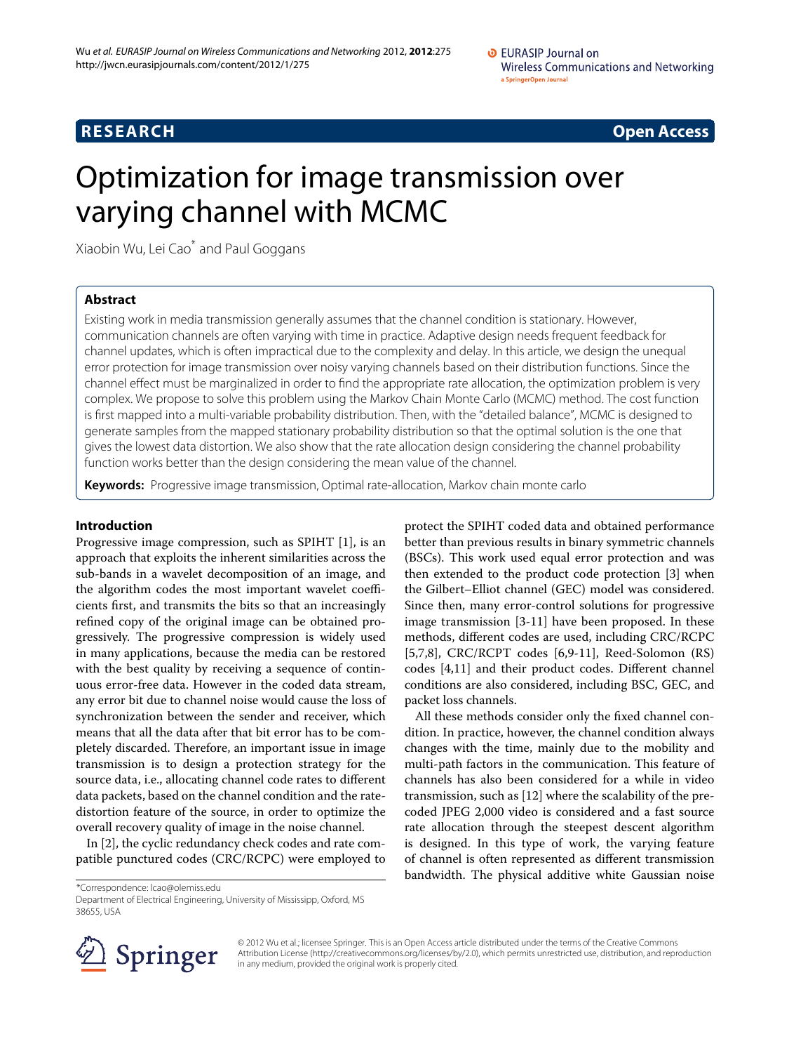RESEARCH Open Access

# Optimization for image transmission over varying channel with MCMC

Xiaobin Wu, Lei Cao* and Paul Goggans

## Abstract

Existing work in media transmission generally assumes that the channel condition is stationary. However, communication channels are often varying with time in practice. Adaptive design needs frequent feedback for channel updates, which is often impractical due to the complexity and delay. In this article, we design the unequal error protection for image transmission over noisy varying channels based on their distribution functions. Since the channel effect must be marginalized in order to find the appropriate rate allocation, the optimization problem is very complex. We propose to solve this problem using the Markov Chain Monte Carlo (MCMC) method. The cost function is first mapped into a multi-variable probability distribution. Then, with the "detailed balance", MCMC is designed to generate samples from the mapped stationary probability distribution so that the optimal solution is the one that gives the lowest data distortion. We also show that the rate allocation design considering the channel probability function works better than the design considering the mean value of the channel.

**Keywords:** Progressive image transmission, Optimal rate-allocation, Markov chain monte carlo

## Introduction

Progressive image compression, such as SPIHT [1], is an approach that exploits the inherent similarities across the sub-bands in a wavelet decomposition of an image, and the algorithm codes the most important wavelet coefficients first, and transmits the bits so that an increasingly refined copy of the original image can be obtained progressively. The progressive compression is widely used in many applications, because the media can be restored with the best quality by receiving a sequence of continuous error-free data. However in the coded data stream, any error bit due to channel noise would cause the loss of synchronization between the sender and receiver, which means that all the data after that bit error has to be completely discarded. Therefore, an important issue in image transmission is to design a protection strategy for the source data, i.e., allocating channel code rates to different data packets, based on the channel condition and the rate-distortion feature of the source, in order to optimize the overall recovery quality of image in the noise channel.

In [2], the cyclic redundancy check codes and rate compatible punctured codes (CRC/RCPC) were employed to protect the SPIHT coded data and obtained performance better than previous results in binary symmetric channels (BSCs). This work used equal error protection and was then extended to the product code protection [3] when the Gilbert–Elliot channel (GEC) model was considered. Since then, many error-control solutions for progressive image transmission [3-11] have been proposed. In these methods, different codes are used, including CRC/RCPC [5,7,8], CRC/RCPT codes [6,9-11], Reed-Solomon (RS) codes [4,11] and their product codes. Different channel conditions are also considered, including BSC, GEC, and packet loss channels.

All these methods consider only the fixed channel condition. In practice, however, the channel condition always changes with the time, mainly due to the mobility and multi-path factors in the communication. This feature of channels has also been considered for a while in video transmission, such as [12] where the scalability of the precoded JPEG 2,000 video is considered and a fast source rate allocation through the steepest descent algorithm is designed. In this type of work, the varying feature of channel is often represented as different transmission bandwidth. The physical additive white Gaussian noise

*Correspondence: lcao@olemiss.edu
Department of Electrical Engineering, University of Mississipp, Oxford, MS 38655, USA

© 2012 Wu et al.; licensee Springer. This is an Open Access article distributed under the terms of the Creative Commons Attribution License (http://creativecommons.org/licenses/by/2.0), which permits unrestricted use, distribution, and reproduction in any medium, provided the original work is properly cited.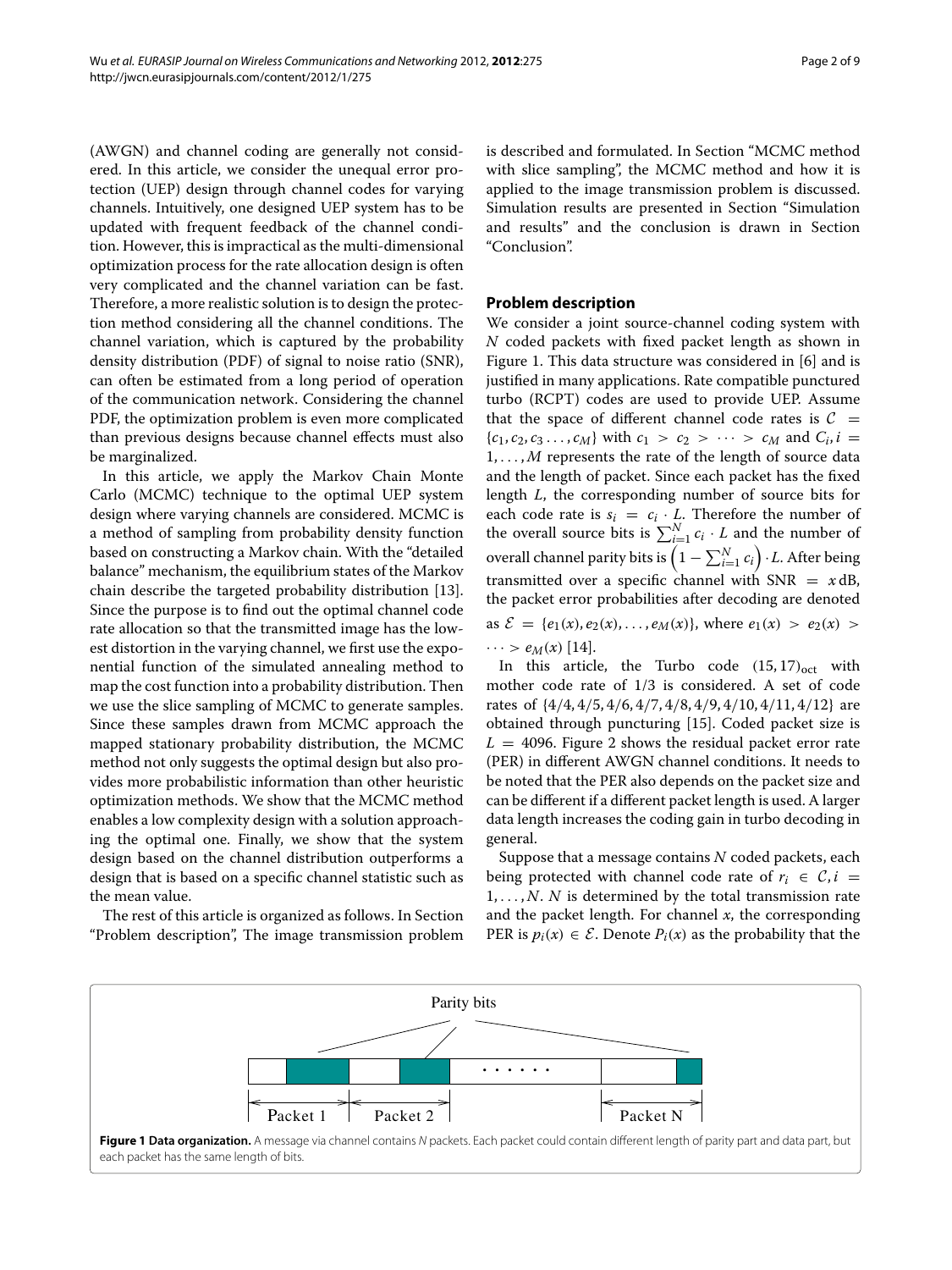(AWGN) and channel coding are generally not considered. In this article, we consider the unequal error protection (UEP) design through channel codes for varying channels. Intuitively, one designed UEP system has to be updated with frequent feedback of the channel condition. However, this is impractical as the multi-dimensional optimization process for the rate allocation design is often very complicated and the channel variation can be fast. Therefore, a more realistic solution is to design the protection method considering all the channel conditions. The channel variation, which is captured by the probability density distribution (PDF) of signal to noise ratio (SNR), can often be estimated from a long period of operation of the communication network. Considering the channel PDF, the optimization problem is even more complicated than previous designs because channel effects must also be marginalized.

In this article, we apply the Markov Chain Monte Carlo (MCMC) technique to the optimal UEP system design where varying channels are considered. MCMC is a method of sampling from probability density function based on constructing a Markov chain. With the "detailed balance" mechanism, the equilibrium states of the Markov chain describe the targeted probability distribution [13]. Since the purpose is to find out the optimal channel code rate allocation so that the transmitted image has the lowest distortion in the varying channel, we first use the exponential function of the simulated annealing method to map the cost function into a probability distribution. Then we use the slice sampling of MCMC to generate samples. Since these samples drawn from MCMC approach the mapped stationary probability distribution, the MCMC method not only suggests the optimal design but also provides more probabilistic information than other heuristic optimization methods. We show that the MCMC method enables a low complexity design with a solution approaching the optimal one. Finally, we show that the system design based on the channel distribution outperforms a design that is based on a specific channel statistic such as the mean value.

The rest of this article is organized as follows. In Section "Problem description", The image transmission problem is described and formulated. In Section "MCMC method with slice sampling", the MCMC method and how it is applied to the image transmission problem is discussed. Simulation results are presented in Section "Simulation and results" and the conclusion is drawn in Section "Conclusion".

## Problem description

We consider a joint source-channel coding system with $N$ coded packets with fixed packet length as shown in Figure 1. This data structure was considered in [6] and is justified in many applications. Rate compatible punctured turbo (RCPT) codes are used to provide UEP. Assume that the space of different channel code rates is $\mathcal{C} = \{c_1, c_2, c_3 \ldots, c_M\}$ with $c_1 > c_2 > \cdots > c_M$ and $C_i, i = 1, \ldots, M$ represents the rate of the length of source data and the length of packet. Since each packet has the fixed length $L$, the corresponding number of source bits for each code rate is $s_i = c_i \cdot L$. Therefore the number of the overall source bits is $\sum_{i=1}^{N} c_i \cdot L$ and the number of overall channel parity bits is $\left(1 - \sum_{i=1}^{N} c_i\right) \cdot L$. After being transmitted over a specific channel with SNR $= x$ dB, the packet error probabilities after decoding are denoted as $\mathcal{E} = \{e_1(x), e_2(x), \ldots, e_M(x)\}$, where $e_1(x) > e_2(x) > \cdots > e_M(x)$ [14].

In this article, the Turbo code $(15, 17)_{\text{oct}}$ with mother code rate of 1/3 is considered. A set of code rates of $\{4/4, 4/5, 4/6, 4/7, 4/8, 4/9, 4/10, 4/11, 4/12\}$ are obtained through puncturing [15]. Coded packet size is $L = 4096$. Figure 2 shows the residual packet error rate (PER) in different AWGN channel conditions. It needs to be noted that the PER also depends on the packet size and can be different if a different packet length is used. A larger data length increases the coding gain in turbo decoding in general.

Suppose that a message contains $N$ coded packets, each being protected with channel code rate of $r_i \in \mathcal{C}, i = 1, \ldots, N$. $N$ is determined by the total transmission rate and the packet length. For channel $x$, the corresponding PER is $p_i(x) \in \mathcal{E}$. Denote $P_i(x)$ as the probability that the

**Figure 1 Data organization.** A message via channel contains $N$ packets. Each packet could contain different length of parity part and data part, but each packet has the same length of bits.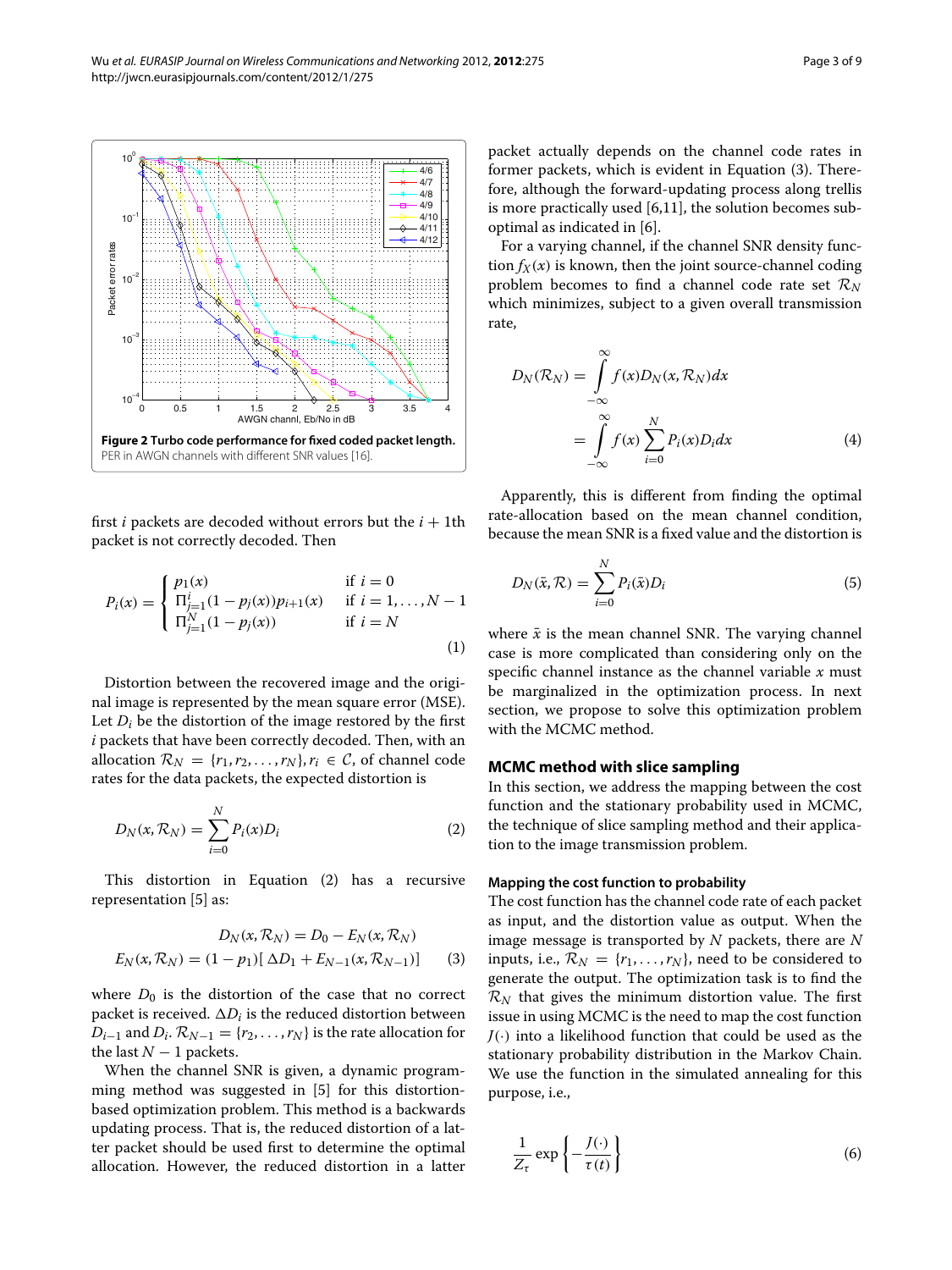**Figure 2 Turbo code performance for fixed coded packet length.** PER in AWGN channels with different SNR values [16].

first $i$ packets are decoded without errors but the $i+1$th packet is not correctly decoded. Then

$$P_i(x) = \begin{cases} p_1(x) & \text{if } i = 0 \\ \Pi_{j=1}^{i}(1-p_j(x))p_{i+1}(x) & \text{if } i = 1, \ldots, N-1 \\ \Pi_{j=1}^{N}(1-p_j(x)) & \text{if } i = N \end{cases} \tag{1}$$

Distortion between the recovered image and the original image is represented by the mean square error (MSE). Let $D_i$ be the distortion of the image restored by the first $i$ packets that have been correctly decoded. Then, with an allocation $\mathcal{R}_N = \{r_1, r_2, \ldots, r_N\}, r_i \in \mathcal{C}$, of channel code rates for the data packets, the expected distortion is

$$D_N(x, \mathcal{R}_N) = \sum_{i=0}^{N} P_i(x) D_i \tag{2}$$

This distortion in Equation (2) has a recursive representation [5] as:

$$\begin{aligned} D_N(x, \mathcal{R}_N) &= D_0 - E_N(x, \mathcal{R}_N) \\ E_N(x, \mathcal{R}_N) &= (1-p_1)[\,\Delta D_1 + E_{N-1}(x, \mathcal{R}_{N-1})] \end{aligned} \tag{3}$$

where $D_0$ is the distortion of the case that no correct packet is received. $\Delta D_i$ is the reduced distortion between $D_{i-1}$ and $D_i$. $\mathcal{R}_{N-1} = \{r_2, \ldots, r_N\}$ is the rate allocation for the last $N-1$ packets.

When the channel SNR is given, a dynamic programming method was suggested in [5] for this distortion-based optimization problem. This method is a backwards updating process. That is, the reduced distortion of a latter packet should be used first to determine the optimal allocation. However, the reduced distortion in a latter packet actually depends on the channel code rates in former packets, which is evident in Equation (3). Therefore, although the forward-updating process along trellis is more practically used [6,11], the solution becomes suboptimal as indicated in [6].

For a varying channel, if the channel SNR density function $f_X(x)$ is known, then the joint source-channel coding problem becomes to find a channel code rate set $\mathcal{R}_N$ which minimizes, subject to a given overall transmission rate,

$$\begin{aligned} D_N(\mathcal{R}_N) &= \int_{-\infty}^{\infty} f(x) D_N(x, \mathcal{R}_N) dx \\ &= \int_{-\infty}^{\infty} f(x) \sum_{i=0}^{N} P_i(x) D_i dx \end{aligned} \tag{4}$$

Apparently, this is different from finding the optimal rate-allocation based on the mean channel condition, because the mean SNR is a fixed value and the distortion is

$$D_N(\bar{x}, \mathcal{R}) = \sum_{i=0}^{N} P_i(\bar{x}) D_i \tag{5}$$

where $\bar{x}$ is the mean channel SNR. The varying channel case is more complicated than considering only on the specific channel instance as the channel variable $x$ must be marginalized in the optimization process. In next section, we propose to solve this optimization problem with the MCMC method.

## MCMC method with slice sampling

In this section, we address the mapping between the cost function and the stationary probability used in MCMC, the technique of slice sampling method and their application to the image transmission problem.

### Mapping the cost function to probability

The cost function has the channel code rate of each packet as input, and the distortion value as output. When the image message is transported by $N$ packets, there are $N$ inputs, i.e., $\mathcal{R}_N = \{r_1, \ldots, r_N\}$, need to be considered to generate the output. The optimization task is to find the $\mathcal{R}_N$ that gives the minimum distortion value. The first issue in using MCMC is the need to map the cost function $J(\cdot)$ into a likelihood function that could be used as the stationary probability distribution in the Markov Chain. We use the function in the simulated annealing for this purpose, i.e.,

$$\frac{1}{Z_\tau} \exp\left\{-\frac{J(\cdot)}{\tau(t)}\right\} \tag{6}$$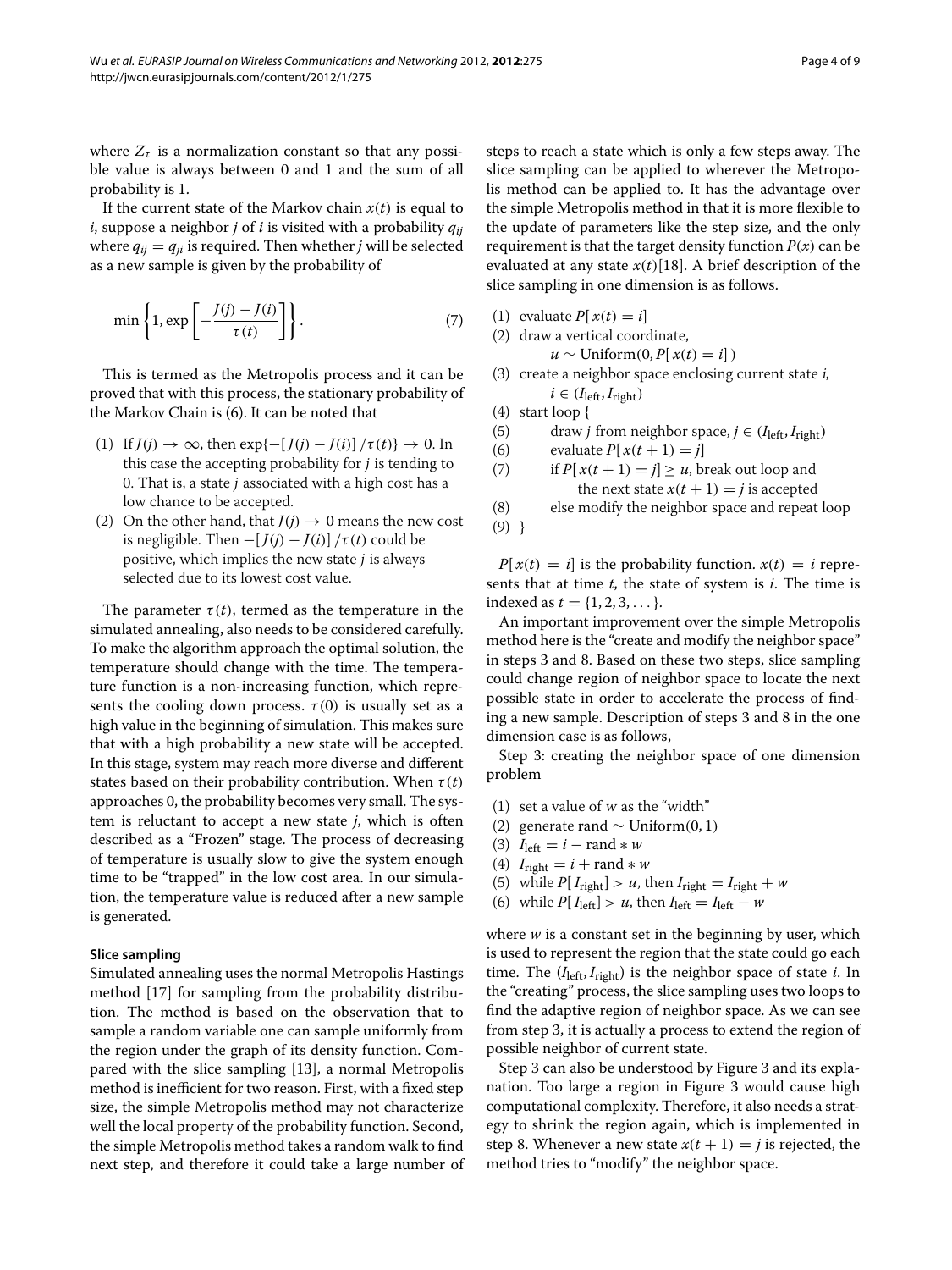where $Z_\tau$ is a normalization constant so that any possible value is always between 0 and 1 and the sum of all probability is 1.

If the current state of the Markov chain $x(t)$ is equal to $i$, suppose a neighbor $j$ of $i$ is visited with a probability $q_{ij}$ where $q_{ij} = q_{ji}$ is required. Then whether $j$ will be selected as a new sample is given by the probability of

$$\min\left\{1, \exp\left[-\frac{J(j) - J(i)}{\tau(t)}\right]\right\}. \tag{7}$$

This is termed as the Metropolis process and it can be proved that with this process, the stationary probability of the Markov Chain is (6). It can be noted that

1. If $J(j) \to \infty$, then $\exp\{-[J(j) - J(i)]/\tau(t)\} \to 0$. In this case the accepting probability for $j$ is tending to 0. That is, a state $j$ associated with a high cost has a low chance to be accepted.
2. On the other hand, that $J(j) \to 0$ means the new cost is negligible. Then $-[J(j) - J(i)]/\tau(t)$ could be positive, which implies the new state $j$ is always selected due to its lowest cost value.

The parameter $\tau(t)$, termed as the temperature in the simulated annealing, also needs to be considered carefully. To make the algorithm approach the optimal solution, the temperature should change with the time. The temperature function is a non-increasing function, which represents the cooling down process. $\tau(0)$ is usually set as a high value in the beginning of simulation. This makes sure that with a high probability a new state will be accepted. In this stage, system may reach more diverse and different states based on their probability contribution. When $\tau(t)$ approaches 0, the probability becomes very small. The system is reluctant to accept a new state $j$, which is often described as a "Frozen" stage. The process of decreasing of temperature is usually slow to give the system enough time to be "trapped" in the low cost area. In our simulation, the temperature value is reduced after a new sample is generated.

### Slice sampling

Simulated annealing uses the normal Metropolis Hastings method [17] for sampling from the probability distribution. The method is based on the observation that to sample a random variable one can sample uniformly from the region under the graph of its density function. Compared with the slice sampling [13], a normal Metropolis method is inefficient for two reason. First, with a fixed step size, the simple Metropolis method may not characterize well the local property of the probability function. Second, the simple Metropolis method takes a random walk to find next step, and therefore it could take a large number of steps to reach a state which is only a few steps away. The slice sampling can be applied to wherever the Metropolis method can be applied to. It has the advantage over the simple Metropolis method in that it is more flexible to the update of parameters like the step size, and the only requirement is that the target density function $P(x)$ can be evaluated at any state $x(t)$[18]. A brief description of the slice sampling in one dimension is as follows.

(1) evaluate $P[x(t) = i]$
(2) draw a vertical coordinate,
  $u \sim \text{Uniform}(0, P[x(t) = i])$
(3) create a neighbor space enclosing current state $i$,
  $i \in (I_{\text{left}}, I_{\text{right}})$
(4) start loop {
(5)   draw $j$ from neighbor space, $j \in (I_{\text{left}}, I_{\text{right}})$
(6)   evaluate $P[x(t+1) = j]$
(7)   if $P[x(t+1) = j] \geq u$, break out loop and the next state $x(t+1) = j$ is accepted
(8)   else modify the neighbor space and repeat loop
(9) }

$P[x(t) = i]$ is the probability function. $x(t) = i$ represents that at time $t$, the state of system is $i$. The time is indexed as $t = \{1, 2, 3, \ldots\}$.

An important improvement over the simple Metropolis method here is the "create and modify the neighbor space" in steps 3 and 8. Based on these two steps, slice sampling could change region of neighbor space to locate the next possible state in order to accelerate the process of finding a new sample. Description of steps 3 and 8 in the one dimension case is as follows,

Step 3: creating the neighbor space of one dimension problem

(1) set a value of $w$ as the "width"
(2) generate rand $\sim \text{Uniform}(0, 1)$
(3) $I_{\text{left}} = i - \text{rand} * w$
(4) $I_{\text{right}} = i + \text{rand} * w$
(5) while $P[I_{\text{right}}] > u$, then $I_{\text{right}} = I_{\text{right}} + w$
(6) while $P[I_{\text{left}}] > u$, then $I_{\text{left}} = I_{\text{left}} - w$

where $w$ is a constant set in the beginning by user, which is used to represent the region that the state could go each time. The $(I_{\text{left}}, I_{\text{right}})$ is the neighbor space of state $i$. In the "creating" process, the slice sampling uses two loops to find the adaptive region of neighbor space. As we can see from step 3, it is actually a process to extend the region of possible neighbor of current state.

Step 3 can also be understood by Figure 3 and its explanation. Too large a region in Figure 3 would cause high computational complexity. Therefore, it also needs a strategy to shrink the region again, which is implemented in step 8. Whenever a new state $x(t+1) = j$ is rejected, the method tries to "modify" the neighbor space.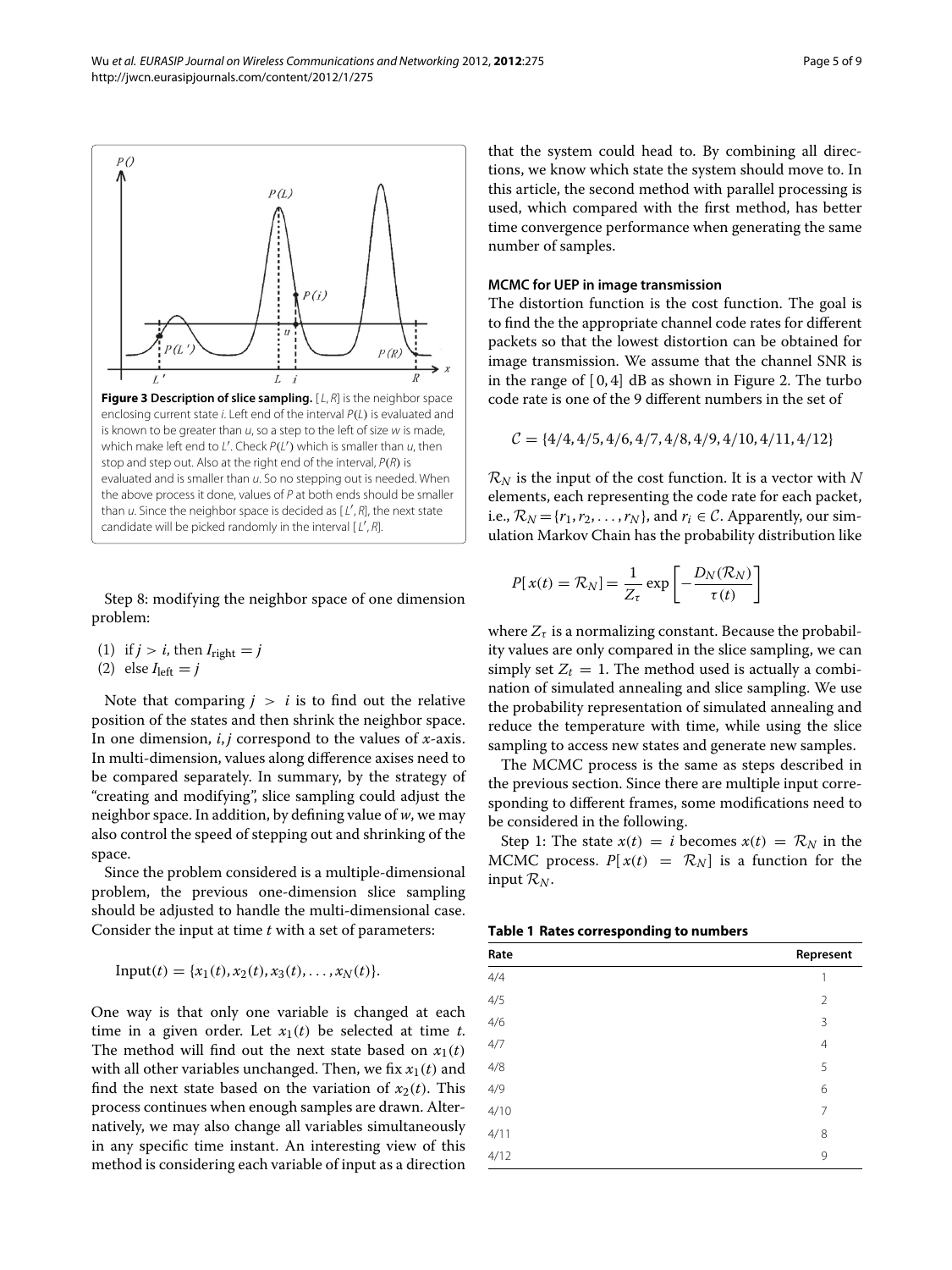**Figure 3 Description of slice sampling.** $[L, R]$ is the neighbor space enclosing current state $i$. Left end of the interval $P(L)$ is evaluated and is known to be greater than $u$, so a step to the left of size $w$ is made, which make left end to $L'$. Check $P(L')$ which is smaller than $u$, then stop and step out. Also at the right end of the interval, $P(R)$ is evaluated and is smaller than $u$. So no stepping out is needed. When the above process it done, values of $P$ at both ends should be smaller than $u$. Since the neighbor space is decided as $[L', R]$, the next state candidate will be picked randomly in the interval $[L', R]$.

Step 8: modifying the neighbor space of one dimension problem:

(1) if $j > i$, then $I_{\text{right}} = j$
(2) else $I_{\text{left}} = j$

Note that comparing $j > i$ is to find out the relative position of the states and then shrink the neighbor space. In one dimension, $i, j$ correspond to the values of $x$-axis. In multi-dimension, values along difference axises need to be compared separately. In summary, by the strategy of "creating and modifying", slice sampling could adjust the neighbor space. In addition, by defining value of $w$, we may also control the speed of stepping out and shrinking of the space.

Since the problem considered is a multiple-dimensional problem, the previous one-dimension slice sampling should be adjusted to handle the multi-dimensional case. Consider the input at time $t$ with a set of parameters:

$$\text{Input}(t) = \{x_1(t), x_2(t), x_3(t), \ldots, x_N(t)\}.$$

One way is that only one variable is changed at each time in a given order. Let $x_1(t)$ be selected at time $t$. The method will find out the next state based on $x_1(t)$ with all other variables unchanged. Then, we fix $x_1(t)$ and find the next state based on the variation of $x_2(t)$. This process continues when enough samples are drawn. Alternatively, we may also change all variables simultaneously in any specific time instant. An interesting view of this method is considering each variable of input as a direction that the system could head to. By combining all directions, we know which state the system should move to. In this article, the second method with parallel processing is used, which compared with the first method, has better time convergence performance when generating the same number of samples.

#### MCMC for UEP in image transmission

The distortion function is the cost function. The goal is to find the the appropriate channel code rates for different packets so that the lowest distortion can be obtained for image transmission. We assume that the channel SNR is in the range of $[0, 4]$ dB as shown in Figure 2. The turbo code rate is one of the 9 different numbers in the set of

$$\mathcal{C} = \{4/4, 4/5, 4/6, 4/7, 4/8, 4/9, 4/10, 4/11, 4/12\}$$

$\mathcal{R}_N$ is the input of the cost function. It is a vector with $N$ elements, each representing the code rate for each packet, i.e., $\mathcal{R}_N = \{r_1, r_2, \ldots, r_N\}$, and $r_i \in \mathcal{C}$. Apparently, our simulation Markov Chain has the probability distribution like

$$P[x(t) = \mathcal{R}_N] = \frac{1}{Z_\tau} \exp\left[-\frac{D_N(\mathcal{R}_N)}{\tau(t)}\right]$$

where $Z_\tau$ is a normalizing constant. Because the probability values are only compared in the slice sampling, we can simply set $Z_t = 1$. The method used is actually a combination of simulated annealing and slice sampling. We use the probability representation of simulated annealing and reduce the temperature with time, while using the slice sampling to access new states and generate new samples.

The MCMC process is the same as steps described in the previous section. Since there are multiple input corresponding to different frames, some modifications need to be considered in the following.

Step 1: The state $x(t) = i$ becomes $x(t) = \mathcal{R}_N$ in the MCMC process. $P[x(t) = \mathcal{R}_N]$ is a function for the input $\mathcal{R}_N$.

**Table 1 Rates corresponding to numbers**

| Rate | Represent |
|---|---|
| 4/4 | 1 |
| 4/5 | 2 |
| 4/6 | 3 |
| 4/7 | 4 |
| 4/8 | 5 |
| 4/9 | 6 |
| 4/10 | 7 |
| 4/11 | 8 |
| 4/12 | 9 |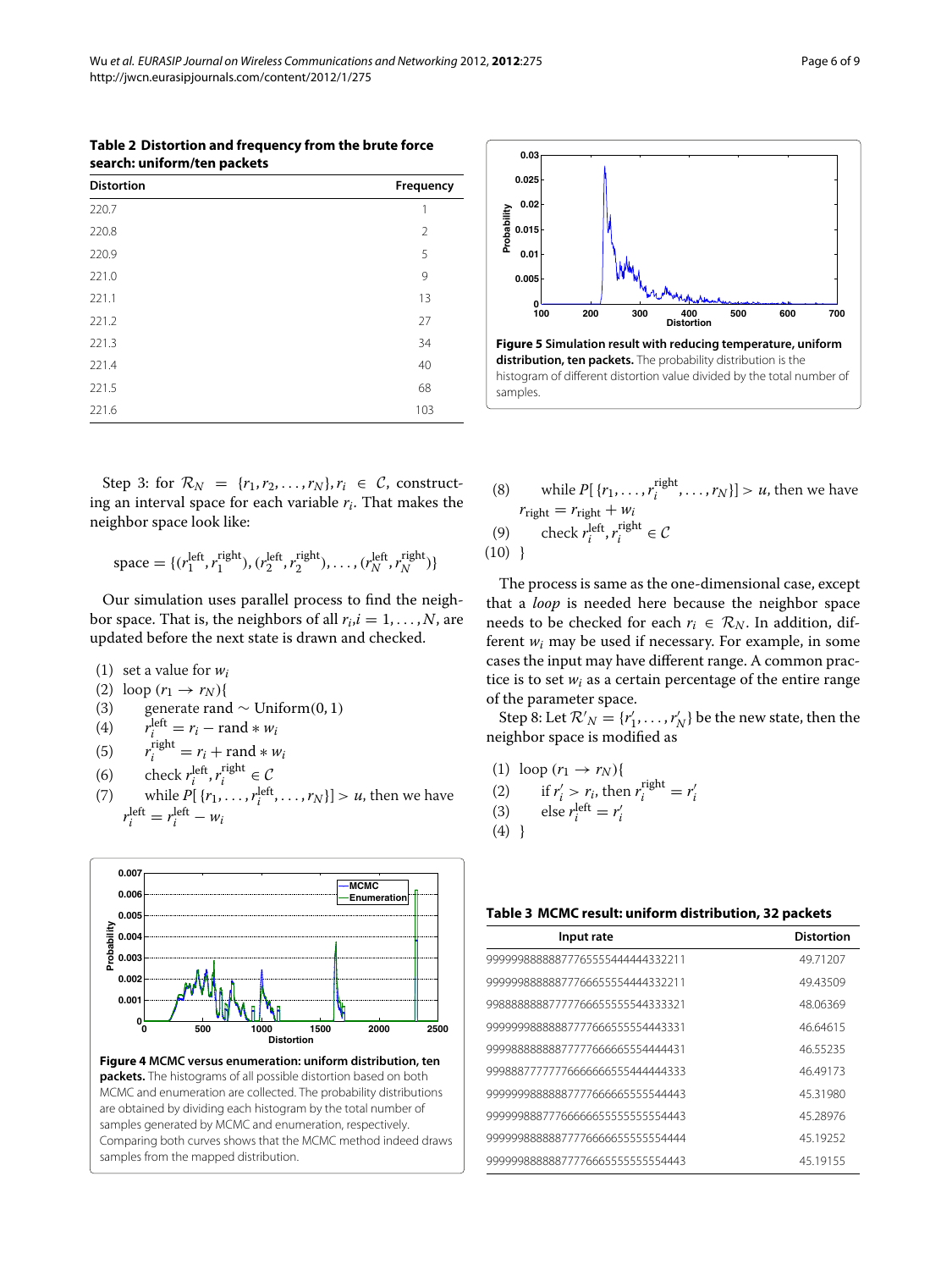**Table 2 Distortion and frequency from the brute force search: uniform/ten packets**

| Distortion | Frequency |
|---|---|
| 220.7 | 1 |
| 220.8 | 2 |
| 220.9 | 5 |
| 221.0 | 9 |
| 221.1 | 13 |
| 221.2 | 27 |
| 221.3 | 34 |
| 221.4 | 40 |
| 221.5 | 68 |
| 221.6 | 103 |

**Figure 5 Simulation result with reducing temperature, uniform distribution, ten packets.** The probability distribution is the histogram of different distortion value divided by the total number of samples.

Step 3: for $\mathcal{R}_N = \{r_1, r_2, \ldots, r_N\}, r_i \in \mathcal{C}$, constructing an interval space for each variable $r_i$. That makes the neighbor space look like:

$$\text{space} = \{(r_1^{\text{left}}, r_1^{\text{right}}), (r_2^{\text{left}}, r_2^{\text{right}}), \ldots, (r_N^{\text{left}}, r_N^{\text{right}})\}$$

Our simulation uses parallel process to find the neighbor space. That is, the neighbors of all $r_i, i = 1, \ldots, N$, are updated before the next state is drawn and checked.

(1) set a value for $w_i$
(2) loop $(r_1 \rightarrow r_N)$\{
(3) generate rand $\sim$ Uniform(0, 1)
(4) $r_i^{\text{left}} = r_i - \text{rand} * w_i$
(5) $r_i^{\text{right}} = r_i + \text{rand} * w_i$
(6) check $r_i^{\text{left}}, r_i^{\text{right}} \in \mathcal{C}$
(7) while $P[\{r_1, \ldots, r_i^{\text{left}}, \ldots, r_N\}] > u$, then we have $r_i^{\text{left}} = r_i^{\text{left}} - w_i$
(8) while $P[\{r_1, \ldots, r_i^{\text{right}}, \ldots, r_N\}] > u$, then we have $r_{\text{right}} = r_{\text{right}} + w_i$
(9) check $r_i^{\text{left}}, r_i^{\text{right}} \in \mathcal{C}$
(10) \}

The process is same as the one-dimensional case, except that a *loop* is needed here because the neighbor space needs to be checked for each $r_i \in \mathcal{R}_N$. In addition, different $w_i$ may be used if necessary. For example, in some cases the input may have different range. A common practice is to set $w_i$ as a certain percentage of the entire range of the parameter space.

Step 8: Let $\mathcal{R}'_N = \{r'_1, \ldots, r'_N\}$ be the new state, then the neighbor space is modified as

(1) loop $(r_1 \rightarrow r_N)$\{
(2) if $r'_i > r_i$, then $r_i^{\text{right}} = r'_i$
(3) else $r_i^{\text{left}} = r'_i$
(4) \}

**Figure 4 MCMC versus enumeration: uniform distribution, ten packets.** The histograms of all possible distortion based on both MCMC and enumeration are collected. The probability distributions are obtained by dividing each histogram by the total number of samples generated by MCMC and enumeration, respectively. Comparing both curves shows that the MCMC method indeed draws samples from the mapped distribution.

**Table 3 MCMC result: uniform distribution, 32 packets**

| Input rate | Distortion |
|---|---|
| 99999988888877765555444444332211 | 49.71207 |
| 99999988888877766655554444332211 | 49.43509 |
| 99888888888777776665555555443333321 | 48.06369 |
| 99999998888888777766655555443331 | 46.64615 |
| 99999888888877777666665554444431 | 46.55235 |
| 99988877777776666666555444444333 | 46.49173 |
| 99999998888888777766666555544443 | 45.31980 |
| 99999988877766666655555555554443 | 45.28976 |
| 99999988888877776666655555554444 | 45.19252 |
| 99999988888877776665555555554443 | 45.19155 |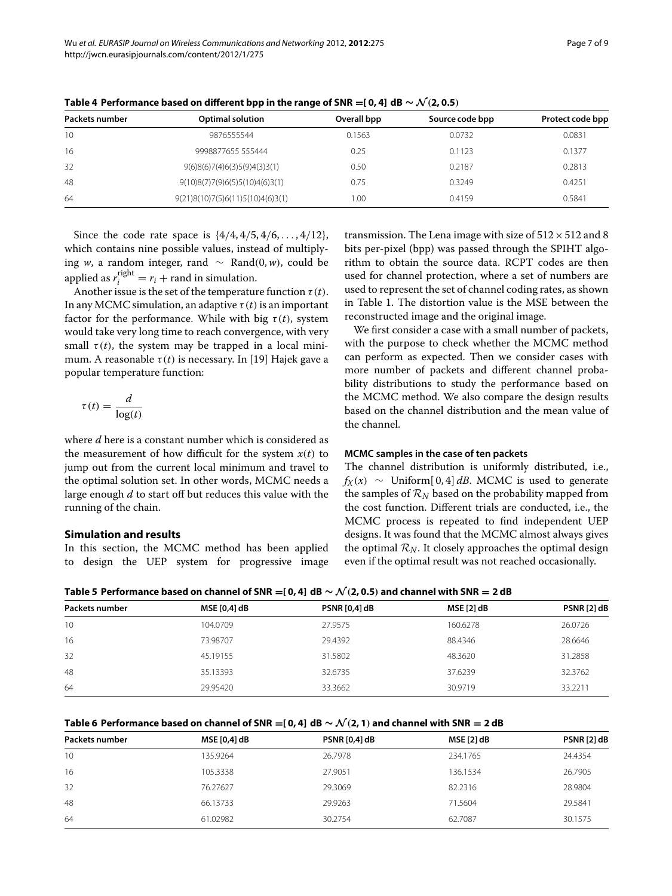**Table 4 Performance based on different bpp in the range of SNR =[ 0, 4] dB $\sim \mathcal{N}(2, 0.5)$**

| Packets number | Optimal solution | Overall bpp | Source code bpp | Protect code bpp |
|---|---|---|---|---|
| 10 | 9876555544 | 0.1563 | 0.0732 | 0.0831 |
| 16 | 9998877655 555444 | 0.25 | 0.1123 | 0.1377 |
| 32 | 9(6)8(6)7(4)6(3)5(9)4(3)3(1) | 0.50 | 0.2187 | 0.2813 |
| 48 | 9(10)8(7)7(9)6(5)5(10)4(6)3(1) | 0.75 | 0.3249 | 0.4251 |
| 64 | 9(21)8(10)7(5)6(11)5(10)4(6)3(1) | 1.00 | 0.4159 | 0.5841 |

Since the code rate space is $\{4/4, 4/5, 4/6, \ldots, 4/12\}$, which contains nine possible values, instead of multiplying $w$, a random integer, rand $\sim$ Rand$(0, w)$, could be applied as $r_i^{\text{right}} = r_i + \text{rand}$ in simulation.

Another issue is the set of the temperature function $\tau(t)$. In any MCMC simulation, an adaptive $\tau(t)$ is an important factor for the performance. While with big $\tau(t)$, system would take very long time to reach convergence, with very small $\tau(t)$, the system may be trapped in a local minimum. A reasonable $\tau(t)$ is necessary. In [19] Hajek gave a popular temperature function:

$$\tau(t) = \frac{d}{\log(t)}$$

where $d$ here is a constant number which is considered as the measurement of how difficult for the system $x(t)$ to jump out from the current local minimum and travel to the optimal solution set. In other words, MCMC needs a large enough $d$ to start off but reduces this value with the running of the chain.

## Simulation and results

In this section, the MCMC method has been applied to design the UEP system for progressive image transmission. The Lena image with size of $512 \times 512$ and 8 bits per-pixel (bpp) was passed through the SPIHT algorithm to obtain the source data. RCPT codes are then used for channel protection, where a set of numbers are used to represent the set of channel coding rates, as shown in Table 1. The distortion value is the MSE between the reconstructed image and the original image.

We first consider a case with a small number of packets, with the purpose to check whether the MCMC method can perform as expected. Then we consider cases with more number of packets and different channel probability distributions to study the performance based on the MCMC method. We also compare the design results based on the channel distribution and the mean value of the channel.

### MCMC samples in the case of ten packets

The channel distribution is uniformly distributed, i.e., $f_X(x) \sim$ Uniform$[\,0, 4]\, dB$. MCMC is used to generate the samples of $\mathcal{R}_N$ based on the probability mapped from the cost function. Different trials are conducted, i.e., the MCMC process is repeated to find independent UEP designs. It was found that the MCMC almost always gives the optimal $\mathcal{R}_N$. It closely approaches the optimal design even if the optimal result was not reached occasionally.

**Table 5 Performance based on channel of SNR =[ 0, 4] dB $\sim \mathcal{N}(2, 0.5)$ and channel with SNR = 2 dB**

| Packets number | MSE [0,4] dB | PSNR [0,4] dB | MSE [2] dB | PSNR [2] dB |
|---|---|---|---|---|
| 10 | 104.0709 | 27.9575 | 160.6278 | 26.0726 |
| 16 | 73.98707 | 29.4392 | 88.4346 | 28.6646 |
| 32 | 45.19155 | 31.5802 | 48.3620 | 31.2858 |
| 48 | 35.13393 | 32.6735 | 37.6239 | 32.3762 |
| 64 | 29.95420 | 33.3662 | 30.9719 | 33.2211 |

**Table 6 Performance based on channel of SNR =[ 0, 4] dB $\sim \mathcal{N}(2, 1)$ and channel with SNR = 2 dB**

| Packets number | MSE [0,4] dB | PSNR [0,4] dB | MSE [2] dB | PSNR [2] dB |
|---|---|---|---|---|
| 10 | 135.9264 | 26.7978 | 234.1765 | 24.4354 |
| 16 | 105.3338 | 27.9051 | 136.1534 | 26.7905 |
| 32 | 76.27627 | 29.3069 | 82.2316 | 28.9804 |
| 48 | 66.13733 | 29.9263 | 71.5604 | 29.5841 |
| 64 | 61.02982 | 30.2754 | 62.7087 | 30.1575 |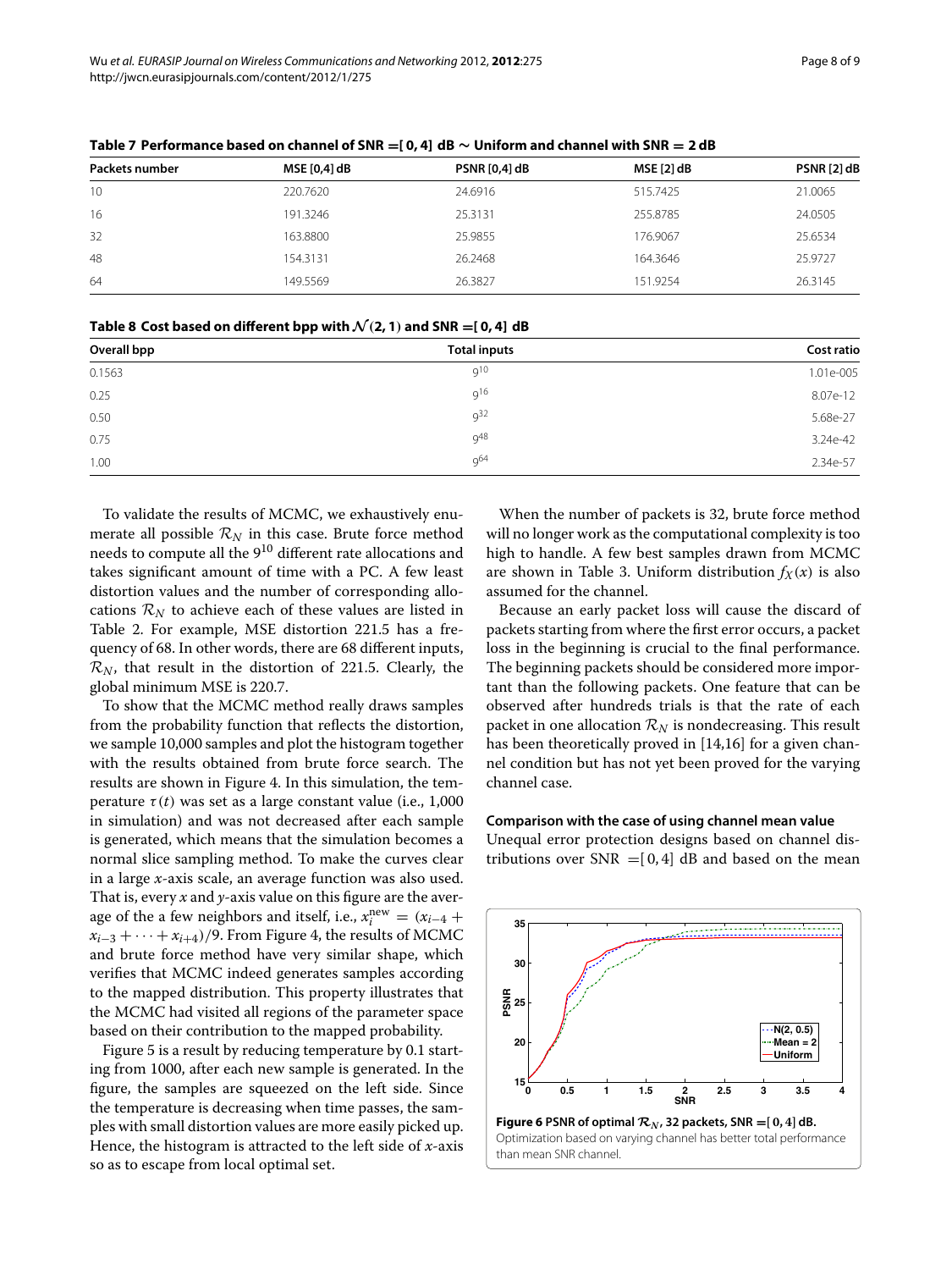**Table 7 Performance based on channel of SNR $=[0, 4]$ dB $\sim$ Uniform and channel with SNR $= 2$ dB**

| Packets number | MSE [0,4] dB | PSNR [0,4] dB | MSE [2] dB | PSNR [2] dB |
|---|---|---|---|---|
| 10 | 220.7620 | 24.6916 | 515.7425 | 21.0065 |
| 16 | 191.3246 | 25.3131 | 255.8785 | 24.0505 |
| 32 | 163.8800 | 25.9855 | 176.9067 | 25.6534 |
| 48 | 154.3131 | 26.2468 | 164.3646 | 25.9727 |
| 64 | 149.5569 | 26.3827 | 151.9254 | 26.3145 |

**Table 8 Cost based on different bpp with $\mathcal{N}(2, 1)$ and SNR $=[0, 4]$ dB**

| Overall bpp | Total inputs | Cost ratio |
|---|---|---|
| 0.1563 | $9^{10}$ | 1.01e-005 |
| 0.25 | $9^{16}$ | 8.07e-12 |
| 0.50 | $9^{32}$ | 5.68e-27 |
| 0.75 | $9^{48}$ | 3.24e-42 |
| 1.00 | $9^{64}$ | 2.34e-57 |

To validate the results of MCMC, we exhaustively enumerate all possible $\mathcal{R}_N$ in this case. Brute force method needs to compute all the $9^{10}$ different rate allocations and takes significant amount of time with a PC. A few least distortion values and the number of corresponding allocations $\mathcal{R}_N$ to achieve each of these values are listed in Table 2. For example, MSE distortion 221.5 has a frequency of 68. In other words, there are 68 different inputs, $\mathcal{R}_N$, that result in the distortion of 221.5. Clearly, the global minimum MSE is 220.7.

To show that the MCMC method really draws samples from the probability function that reflects the distortion, we sample 10,000 samples and plot the histogram together with the results obtained from brute force search. The results are shown in Figure 4. In this simulation, the temperature $\tau(t)$ was set as a large constant value (i.e., 1,000 in simulation) and was not decreased after each sample is generated, which means that the simulation becomes a normal slice sampling method. To make the curves clear in a large $x$-axis scale, an average function was also used. That is, every $x$ and $y$-axis value on this figure are the average of the a few neighbors and itself, i.e., $x_i^{\text{new}} = (x_{i-4} + x_{i-3} + \cdots + x_{i+4})/9$. From Figure 4, the results of MCMC and brute force method have very similar shape, which verifies that MCMC indeed generates samples according to the mapped distribution. This property illustrates that the MCMC had visited all regions of the parameter space based on their contribution to the mapped probability.

Figure 5 is a result by reducing temperature by 0.1 starting from 1000, after each new sample is generated. In the figure, the samples are squeezed on the left side. Since the temperature is decreasing when time passes, the samples with small distortion values are more easily picked up. Hence, the histogram is attracted to the left side of $x$-axis so as to escape from local optimal set.

When the number of packets is 32, brute force method will no longer work as the computational complexity is too high to handle. A few best samples drawn from MCMC are shown in Table 3. Uniform distribution $f_X(x)$ is also assumed for the channel.

Because an early packet loss will cause the discard of packets starting from where the first error occurs, a packet loss in the beginning is crucial to the final performance. The beginning packets should be considered more important than the following packets. One feature that can be observed after hundreds trials is that the rate of each packet in one allocation $\mathcal{R}_N$ is nondecreasing. This result has been theoretically proved in [14,16] for a given channel condition but has not yet been proved for the varying channel case.

### Comparison with the case of using channel mean value

Unequal error protection designs based on channel distributions over SNR $=[0, 4]$ dB and based on the mean

**Figure 6** PSNR of optimal $\mathcal{R}_N$, 32 packets, SNR $=[0, 4]$ dB. Optimization based on varying channel has better total performance than mean SNR channel.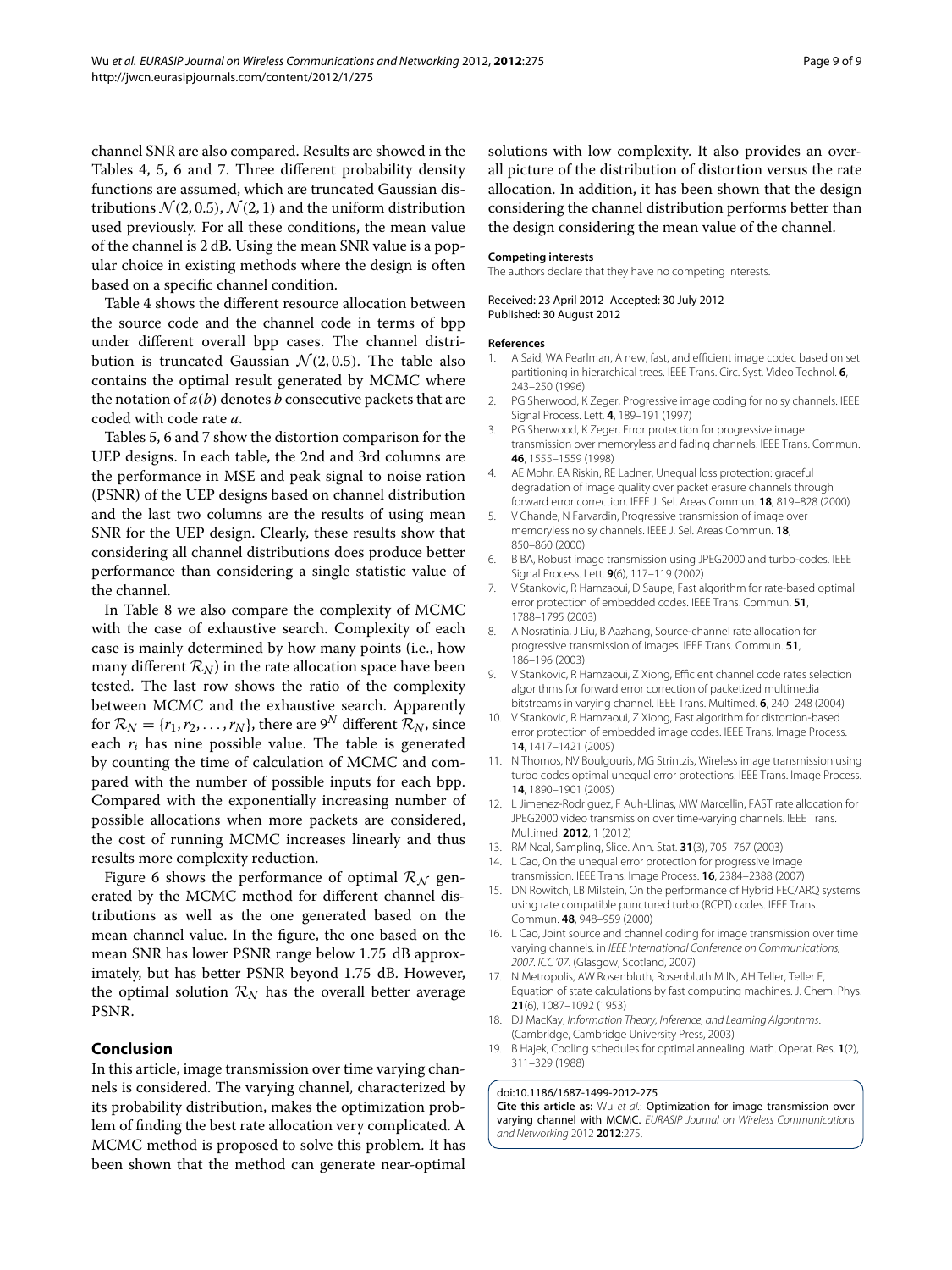channel SNR are also compared. Results are showed in the Tables 4, 5, 6 and 7. Three different probability density functions are assumed, which are truncated Gaussian distributions $\mathcal{N}(2, 0.5)$, $\mathcal{N}(2, 1)$ and the uniform distribution used previously. For all these conditions, the mean value of the channel is 2 dB. Using the mean SNR value is a popular choice in existing methods where the design is often based on a specific channel condition.

Table 4 shows the different resource allocation between the source code and the channel code in terms of bpp under different overall bpp cases. The channel distribution is truncated Gaussian $\mathcal{N}(2, 0.5)$. The table also contains the optimal result generated by MCMC where the notation of $a(b)$ denotes $b$ consecutive packets that are coded with code rate $a$.

Tables 5, 6 and 7 show the distortion comparison for the UEP designs. In each table, the 2nd and 3rd columns are the performance in MSE and peak signal to noise ration (PSNR) of the UEP designs based on channel distribution and the last two columns are the results of using mean SNR for the UEP design. Clearly, these results show that considering all channel distributions does produce better performance than considering a single statistic value of the channel.

In Table 8 we also compare the complexity of MCMC with the case of exhaustive search. Complexity of each case is mainly determined by how many points (i.e., how many different $\mathcal{R}_N$) in the rate allocation space have been tested. The last row shows the ratio of the complexity between MCMC and the exhaustive search. Apparently for $\mathcal{R}_N = \{r_1, r_2, \ldots, r_N\}$, there are $9^N$ different $\mathcal{R}_N$, since each $r_i$ has nine possible value. The table is generated by counting the time of calculation of MCMC and compared with the number of possible inputs for each bpp. Compared with the exponentially increasing number of possible allocations when more packets are considered, the cost of running MCMC increases linearly and thus results more complexity reduction.

Figure 6 shows the performance of optimal $\mathcal{R}_\mathcal{N}$ generated by the MCMC method for different channel distributions as well as the one generated based on the mean channel value. In the figure, the one based on the mean SNR has lower PSNR range below 1.75 dB approximately, but has better PSNR beyond 1.75 dB. However, the optimal solution $\mathcal{R}_N$ has the overall better average PSNR.

## Conclusion

In this article, image transmission over time varying channels is considered. The varying channel, characterized by its probability distribution, makes the optimization problem of finding the best rate allocation very complicated. A MCMC method is proposed to solve this problem. It has been shown that the method can generate near-optimal solutions with low complexity. It also provides an overall picture of the distribution of distortion versus the rate allocation. In addition, it has been shown that the design considering the channel distribution performs better than the design considering the mean value of the channel.

**Competing interests**
The authors declare that they have no competing interests.

Received: 23 April 2012 Accepted: 30 July 2012
Published: 30 August 2012

**References**

1. A Said, WA Pearlman, A new, fast, and efficient image codec based on set partitioning in hierarchical trees. IEEE Trans. Circ. Syst. Video Technol. **6**, 243–250 (1996)
2. PG Sherwood, K Zeger, Progressive image coding for noisy channels. IEEE Signal Process. Lett. **4**, 189–191 (1997)
3. PG Sherwood, K Zeger, Error protection for progressive image transmission over memoryless and fading channels. IEEE Trans. Commun. **46**, 1555–1559 (1998)
4. AE Mohr, EA Riskin, RE Ladner, Unequal loss protection: graceful degradation of image quality over packet erasure channels through forward error correction. IEEE J. Sel. Areas Commun. **18**, 819–828 (2000)
5. V Chande, N Farvardin, Progressive transmission of image over memoryless noisy channels. IEEE J. Sel. Areas Commun. **18**, 850–860 (2000)
6. B BA, Robust image transmission using JPEG2000 and turbo-codes. IEEE Signal Process. Lett. **9**(6), 117–119 (2002)
7. V Stankovic, R Hamzaoui, D Saupe, Fast algorithm for rate-based optimal error protection of embedded codes. IEEE Trans. Commun. **51**, 1788–1795 (2003)
8. A Nosratinia, J Liu, B Aazhang, Source-channel rate allocation for progressive transmission of images. IEEE Trans. Commun. **51**, 186–196 (2003)
9. V Stankovic, R Hamzaoui, Z Xiong, Efficient channel code rates selection algorithms for forward error correction of packetized multimedia bitstreams in varying channel. IEEE Trans. Multimed. **6**, 240–248 (2004)
10. V Stankovic, R Hamzaoui, Z Xiong, Fast algorithm for distortion-based error protection of embedded image codes. IEEE Trans. Image Process. **14**, 1417–1421 (2005)
11. N Thomos, NV Boulgouris, MG Strintzis, Wireless image transmission using turbo codes optimal unequal error protections. IEEE Trans. Image Process. **14**, 1890–1901 (2005)
12. L Jimenez-Rodriguez, F Auh-Llinas, MW Marcellin, FAST rate allocation for JPEG2000 video transmission over time-varying channels. IEEE Trans. Multimed. **2012**, 1 (2012)
13. RM Neal, Sampling, Slice. Ann. Stat. **31**(3), 705–767 (2003)
14. L Cao, On the unequal error protection for progressive image transmission. IEEE Trans. Image Process. **16**, 2384–2388 (2007)
15. DN Rowitch, LB Milstein, On the performance of Hybrid FEC/ARQ systems using rate compatible punctured turbo (RCPT) codes. IEEE Trans. Commun. **48**, 948–959 (2000)
16. L Cao, Joint source and channel coding for image transmission over time varying channels. in *IEEE International Conference on Communications, 2007. ICC '07.* (Glasgow, Scotland, 2007)
17. N Metropolis, AW Rosenbluth, Rosenbluth M IN, AH Teller, Teller E, Equation of state calculations by fast computing machines. J. Chem. Phys. **21**(6), 1087–1092 (1953)
18. DJ MacKay, *Information Theory, Inference, and Learning Algorithms*. (Cambridge, Cambridge University Press, 2003)
19. B Hajek, Cooling schedules for optimal annealing. Math. Operat. Res. **1**(2), 311–329 (1988)

doi:10.1186/1687-1499-2012-275
**Cite this article as:** Wu *et al.*: Optimization for image transmission over varying channel with MCMC. *EURASIP Journal on Wireless Communications and Networking* 2012 **2012**:275.